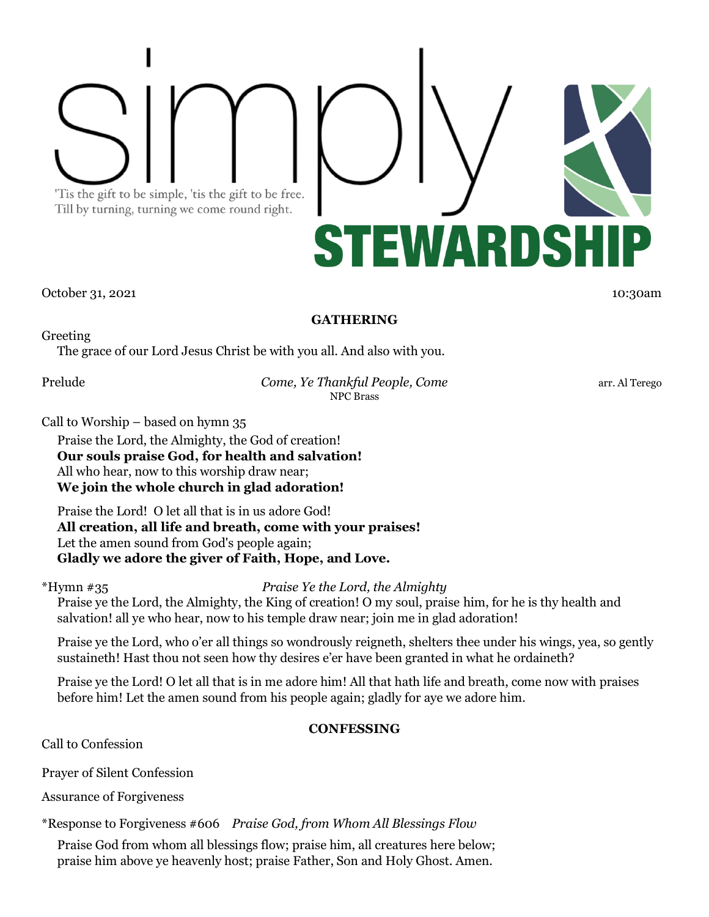# simply STEWARDSHIP

'Tis the gift to be simple, 'tis the gift to be free.
Till by turning, turning we come round right.

October 31, 2021 10:30am

## GATHERING

Greeting

The grace of our Lord Jesus Christ be with you all. And also with you.

Prelude *Come, Ye Thankful People, Come* arr. Al Terego
NPC Brass

Call to Worship – based on hymn 35

Praise the Lord, the Almighty, the God of creation!
**Our souls praise God, for health and salvation!**
All who hear, now to this worship draw near;
**We join the whole church in glad adoration!**

Praise the Lord! O let all that is in us adore God!
**All creation, all life and breath, come with your praises!**
Let the amen sound from God's people again;
**Gladly we adore the giver of Faith, Hope, and Love.**

*Hymn #35 *Praise Ye the Lord, the Almighty*

Praise ye the Lord, the Almighty, the King of creation! O my soul, praise him, for he is thy health and salvation! all ye who hear, now to his temple draw near; join me in glad adoration!

Praise ye the Lord, who o'er all things so wondrously reigneth, shelters thee under his wings, yea, so gently sustaineth! Hast thou not seen how thy desires e'er have been granted in what he ordaineth?

Praise ye the Lord! O let all that is in me adore him! All that hath life and breath, come now with praises before him! Let the amen sound from his people again; gladly for aye we adore him.

## CONFESSING

Call to Confession

Prayer of Silent Confession

Assurance of Forgiveness

*Response to Forgiveness #606 *Praise God, from Whom All Blessings Flow*

Praise God from whom all blessings flow; praise him, all creatures here below;
praise him above ye heavenly host; praise Father, Son and Holy Ghost. Amen.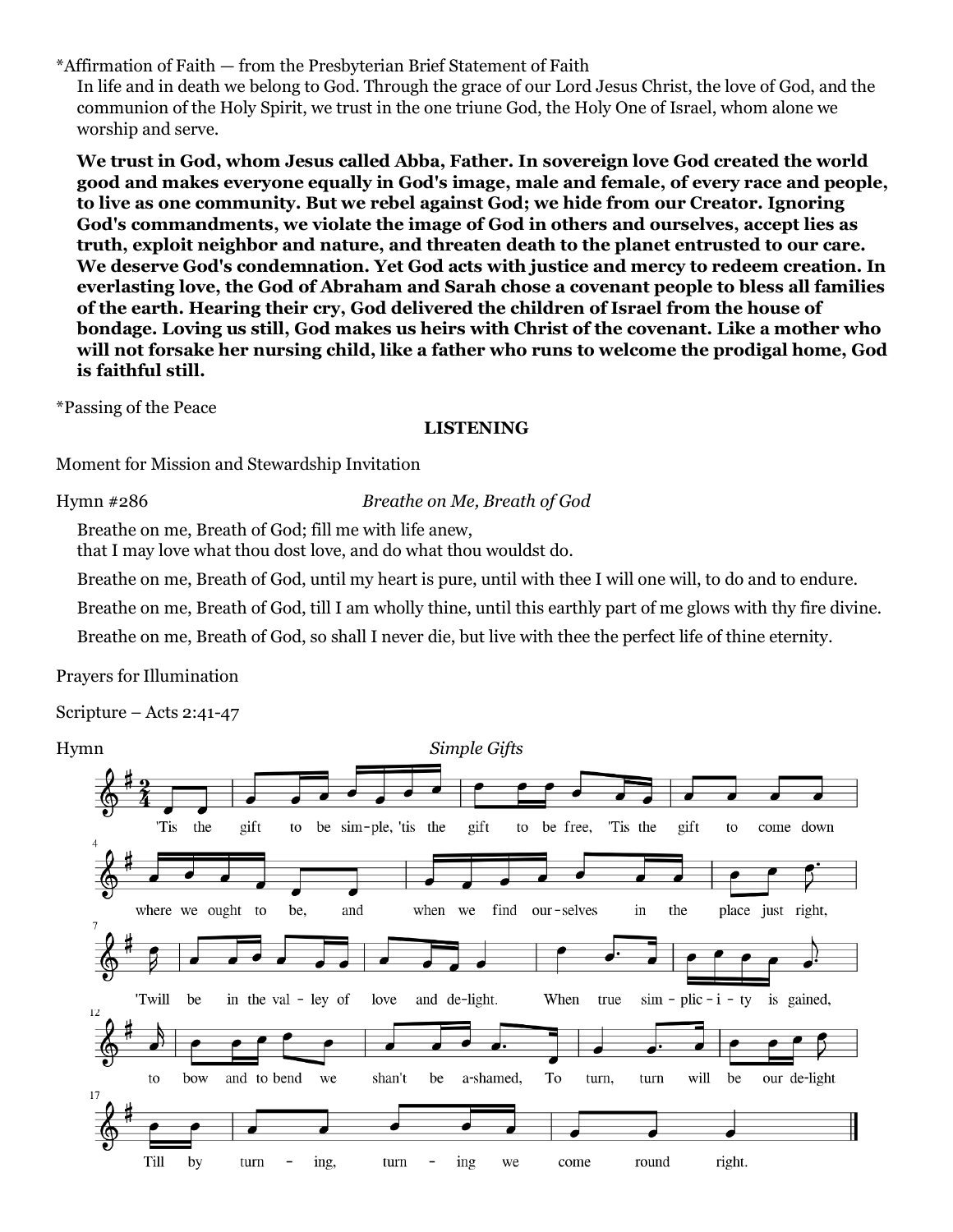*Affirmation of Faith — from the Presbyterian Brief Statement of Faith

In life and in death we belong to God. Through the grace of our Lord Jesus Christ, the love of God, and the communion of the Holy Spirit, we trust in the one triune God, the Holy One of Israel, whom alone we worship and serve.

**We trust in God, whom Jesus called Abba, Father. In sovereign love God created the world good and makes everyone equally in God's image, male and female, of every race and people, to live as one community. But we rebel against God; we hide from our Creator. Ignoring God's commandments, we violate the image of God in others and ourselves, accept lies as truth, exploit neighbor and nature, and threaten death to the planet entrusted to our care. We deserve God's condemnation. Yet God acts with justice and mercy to redeem creation. In everlasting love, the God of Abraham and Sarah chose a covenant people to bless all families of the earth. Hearing their cry, God delivered the children of Israel from the house of bondage. Loving us still, God makes us heirs with Christ of the covenant. Like a mother who will not forsake her nursing child, like a father who runs to welcome the prodigal home, God is faithful still.**

*Passing of the Peace

**LISTENING**

Moment for Mission and Stewardship Invitation

Hymn #286 *Breathe on Me, Breath of God*

Breathe on me, Breath of God; fill me with life anew,
that I may love what thou dost love, and do what thou wouldst do.

Breathe on me, Breath of God, until my heart is pure, until with thee I will one will, to do and to endure.

Breathe on me, Breath of God, till I am wholly thine, until this earthly part of me glows with thy fire divine.

Breathe on me, Breath of God, so shall I never die, but live with thee the perfect life of thine eternity.

Prayers for Illumination

Scripture – Acts 2:41-47

Hymn *Simple Gifts*

'Tis the gift to be simple, 'tis the gift to be free, 'Tis the gift to come down where we ought to be, and when we find ourselves in the place just right, 'Twill be in the valley of love and delight. When true simplicity is gained, to bow and to bend we shan't be ashamed, To turn, turn will be our delight Till by turning, turning we come round right.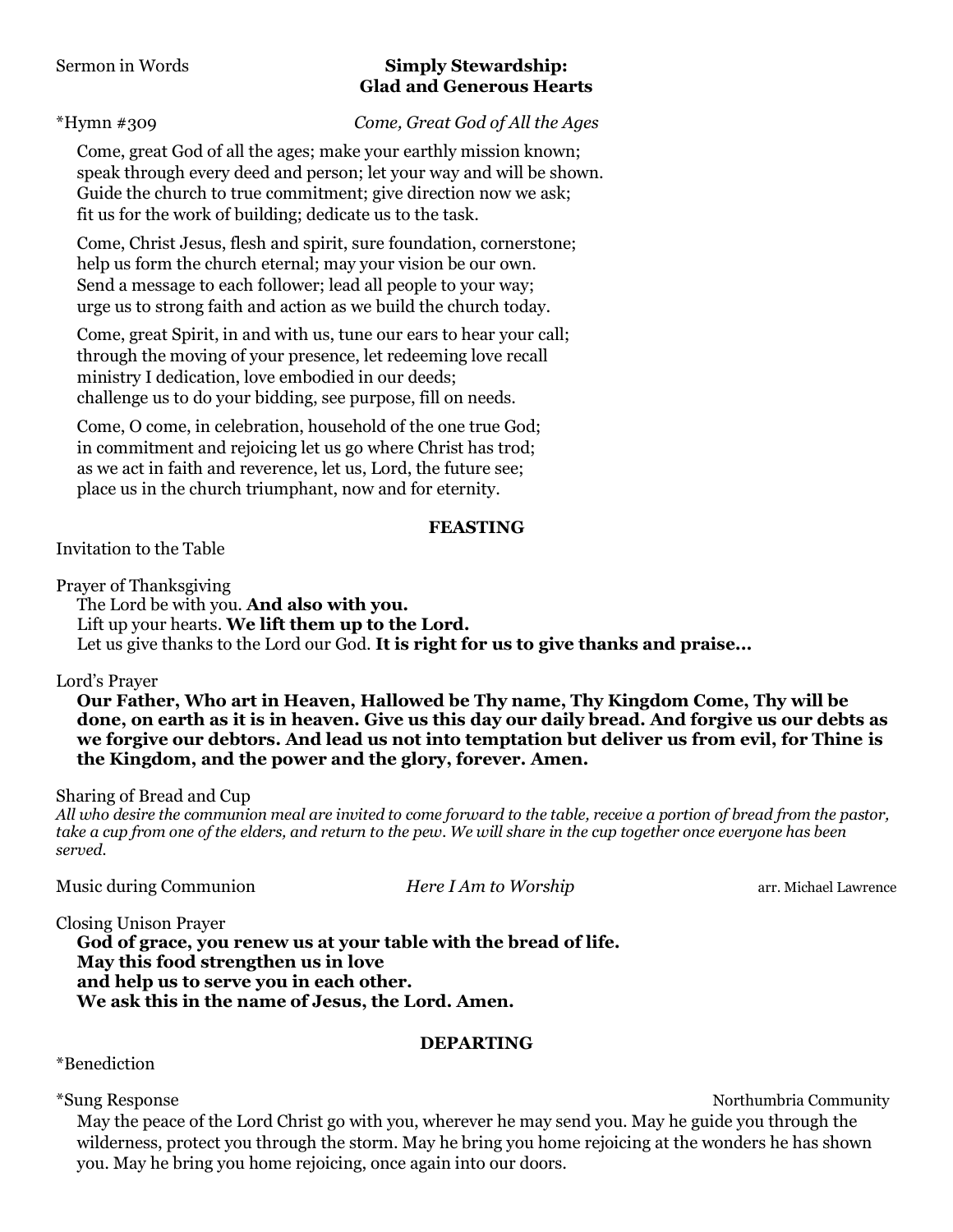Sermon in Words **Simply Stewardship: Glad and Generous Hearts**

*Hymn #309 *Come, Great God of All the Ages*

Come, great God of all the ages; make your earthly mission known;
speak through every deed and person; let your way and will be shown.
Guide the church to true commitment; give direction now we ask;
fit us for the work of building; dedicate us to the task.

Come, Christ Jesus, flesh and spirit, sure foundation, cornerstone;
help us form the church eternal; may your vision be our own.
Send a message to each follower; lead all people to your way;
urge us to strong faith and action as we build the church today.

Come, great Spirit, in and with us, tune our ears to hear your call;
through the moving of your presence, let redeeming love recall
ministry I dedication, love embodied in our deeds;
challenge us to do your bidding, see purpose, fill on needs.

Come, O come, in celebration, household of the one true God;
in commitment and rejoicing let us go where Christ has trod;
as we act in faith and reverence, let us, Lord, the future see;
place us in the church triumphant, now and for eternity.

## FEASTING

Invitation to the Table

Prayer of Thanksgiving
The Lord be with you. **And also with you.**
Lift up your hearts. **We lift them up to the Lord.**
Let us give thanks to the Lord our God. **It is right for us to give thanks and praise…**

Lord's Prayer
**Our Father, Who art in Heaven, Hallowed be Thy name, Thy Kingdom Come, Thy will be done, on earth as it is in heaven. Give us this day our daily bread. And forgive us our debts as we forgive our debtors. And lead us not into temptation but deliver us from evil, for Thine is the Kingdom, and the power and the glory, forever. Amen.**

Sharing of Bread and Cup
*All who desire the communion meal are invited to come forward to the table, receive a portion of bread from the pastor, take a cup from one of the elders, and return to the pew. We will share in the cup together once everyone has been served.*

Music during Communion *Here I Am to Worship* arr. Michael Lawrence

Closing Unison Prayer
**God of grace, you renew us at your table with the bread of life.**
**May this food strengthen us in love**
**and help us to serve you in each other.**
**We ask this in the name of Jesus, the Lord. Amen.**

## DEPARTING

*Benediction

*Sung Response Northumbria Community

May the peace of the Lord Christ go with you, wherever he may send you. May he guide you through the wilderness, protect you through the storm. May he bring you home rejoicing at the wonders he has shown you. May he bring you home rejoicing, once again into our doors.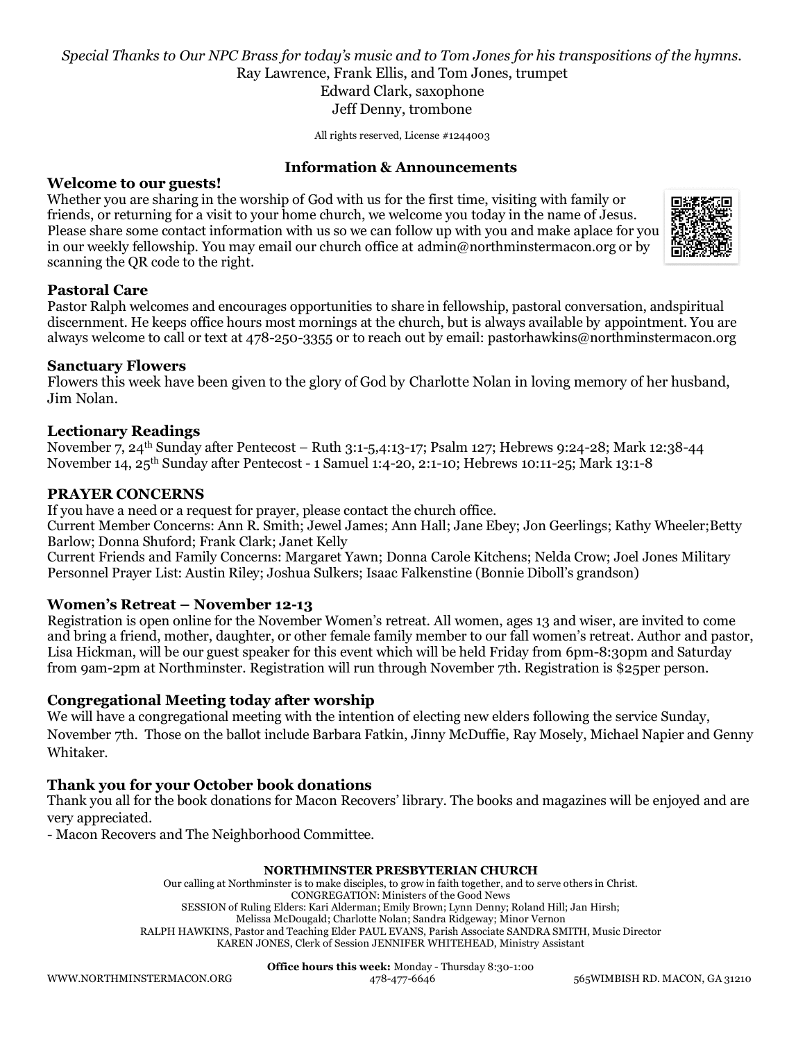*Special Thanks to Our NPC Brass for today's music and to Tom Jones for his transpositions of the hymns.*
Ray Lawrence, Frank Ellis, and Tom Jones, trumpet
Edward Clark, saxophone
Jeff Denny, trombone

All rights reserved, License #1244003

## Information & Announcements

### Welcome to our guests!

Whether you are sharing in the worship of God with us for the first time, visiting with family or friends, or returning for a visit to your home church, we welcome you today in the name of Jesus. Please share some contact information with us so we can follow up with you and make aplace for you in our weekly fellowship. You may email our church office at admin@northminstermacon.org or by scanning the QR code to the right.

### Pastoral Care

Pastor Ralph welcomes and encourages opportunities to share in fellowship, pastoral conversation, andspiritual discernment. He keeps office hours most mornings at the church, but is always available by appointment. You are always welcome to call or text at 478-250-3355 or to reach out by email: pastorhawkins@northminstermacon.org

### Sanctuary Flowers

Flowers this week have been given to the glory of God by Charlotte Nolan in loving memory of her husband, Jim Nolan.

### Lectionary Readings

November 7, 24th Sunday after Pentecost – Ruth 3:1-5,4:13-17; Psalm 127; Hebrews 9:24-28; Mark 12:38-44
November 14, 25th Sunday after Pentecost - 1 Samuel 1:4-20, 2:1-10; Hebrews 10:11-25; Mark 13:1-8

### PRAYER CONCERNS

If you have a need or a request for prayer, please contact the church office.
Current Member Concerns: Ann R. Smith; Jewel James; Ann Hall; Jane Ebey; Jon Geerlings; Kathy Wheeler;Betty Barlow; Donna Shuford; Frank Clark; Janet Kelly
Current Friends and Family Concerns: Margaret Yawn; Donna Carole Kitchens; Nelda Crow; Joel Jones Military Personnel Prayer List: Austin Riley; Joshua Sulkers; Isaac Falkenstine (Bonnie Diboll's grandson)

### Women's Retreat – November 12-13

Registration is open online for the November Women's retreat. All women, ages 13 and wiser, are invited to come and bring a friend, mother, daughter, or other female family member to our fall women's retreat. Author and pastor, Lisa Hickman, will be our guest speaker for this event which will be held Friday from 6pm-8:30pm and Saturday from 9am-2pm at Northminster. Registration will run through November 7th. Registration is $25per person.

### Congregational Meeting today after worship

We will have a congregational meeting with the intention of electing new elders following the service Sunday, November 7th. Those on the ballot include Barbara Fatkin, Jinny McDuffie, Ray Mosely, Michael Napier and Genny Whitaker.

### Thank you for your October book donations

Thank you all for the book donations for Macon Recovers' library. The books and magazines will be enjoyed and are very appreciated.
- Macon Recovers and The Neighborhood Committee.

**NORTHMINSTER PRESBYTERIAN CHURCH**
Our calling at Northminster is to make disciples, to grow in faith together, and to serve others in Christ.
CONGREGATION: Ministers of the Good News
SESSION of Ruling Elders: Kari Alderman; Emily Brown; Lynn Denny; Roland Hill; Jan Hirsh; Melissa McDougald; Charlotte Nolan; Sandra Ridgeway; Minor Vernon
RALPH HAWKINS, Pastor and Teaching Elder PAUL EVANS, Parish Associate SANDRA SMITH, Music Director
KAREN JONES, Clerk of Session JENNIFER WHITEHEAD, Ministry Assistant

**Office hours this week:** Monday - Thursday 8:30-1:00
WWW.NORTHMINSTERMACON.ORG 478-477-6646 565WIMBISH RD. MACON, GA 31210